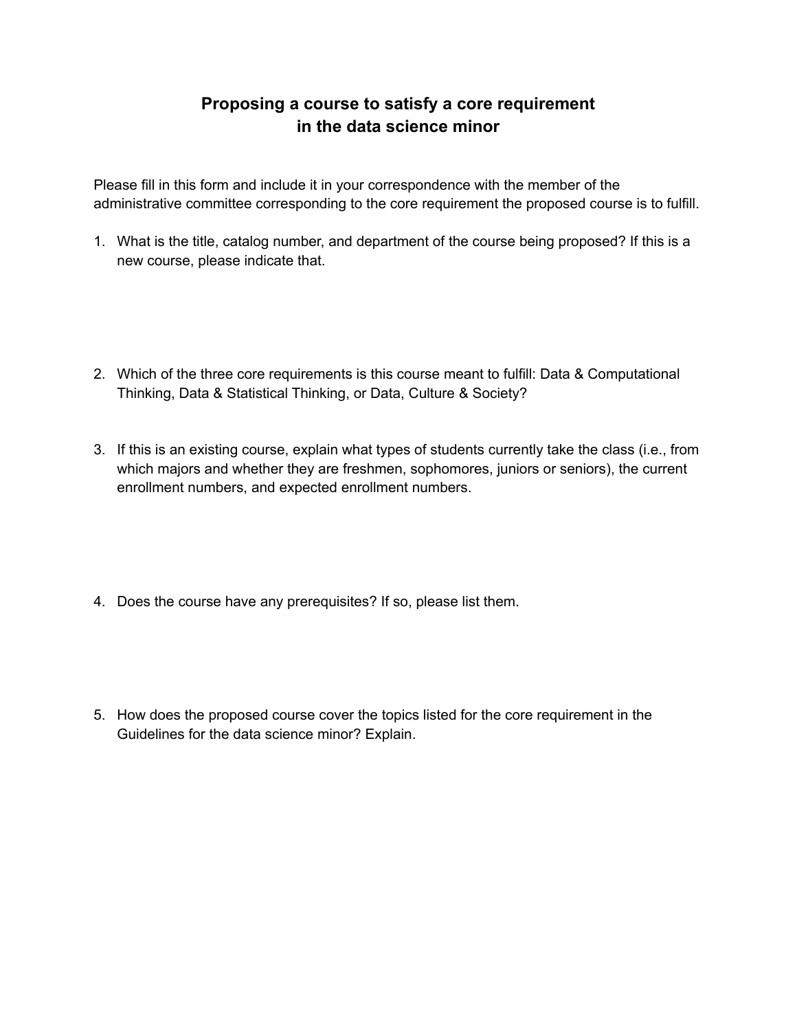# Proposing a course to satisfy a core requirement in the data science minor

Please fill in this form and include it in your correspondence with the member of the administrative committee corresponding to the core requirement the proposed course is to fulfill.

1. What is the title, catalog number, and department of the course being proposed? If this is a new course, please indicate that.

2. Which of the three core requirements is this course meant to fulfill: Data & Computational Thinking, Data & Statistical Thinking, or Data, Culture & Society?

3. If this is an existing course, explain what types of students currently take the class (i.e., from which majors and whether they are freshmen, sophomores, juniors or seniors), the current enrollment numbers, and expected enrollment numbers.

4. Does the course have any prerequisites? If so, please list them.

5. How does the proposed course cover the topics listed for the core requirement in the Guidelines for the data science minor? Explain.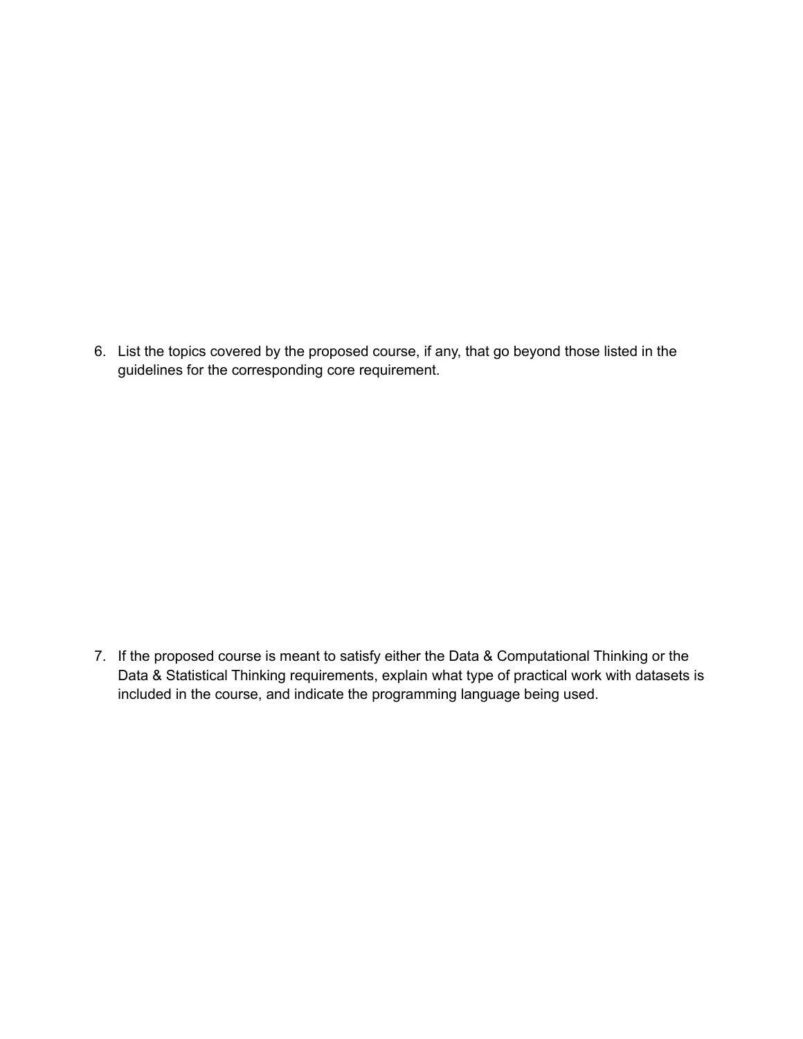6. List the topics covered by the proposed course, if any, that go beyond those listed in the guidelines for the corresponding core requirement.

7. If the proposed course is meant to satisfy either the Data & Computational Thinking or the Data & Statistical Thinking requirements, explain what type of practical work with datasets is included in the course, and indicate the programming language being used.